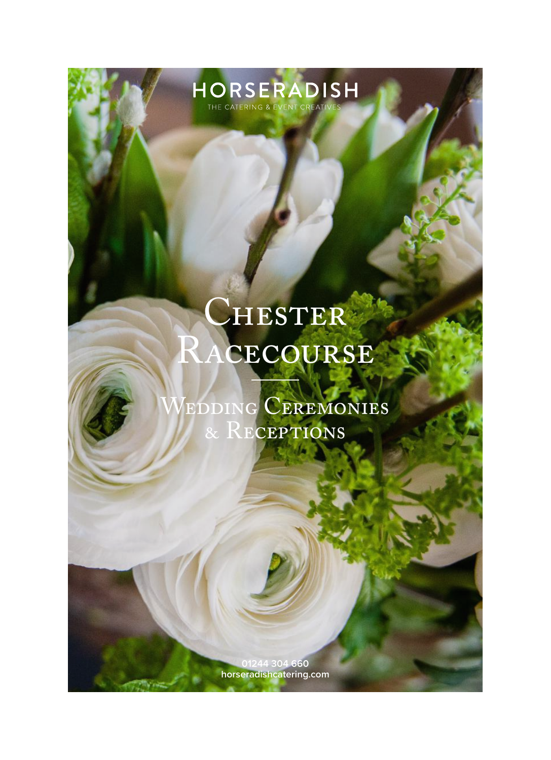HORSERADISH

THE CATERING & EVENT CREATIVES

# Chester Racecourse

## Wedding Ceremonies & Receptions

01244 304 660

horseradishcatering.com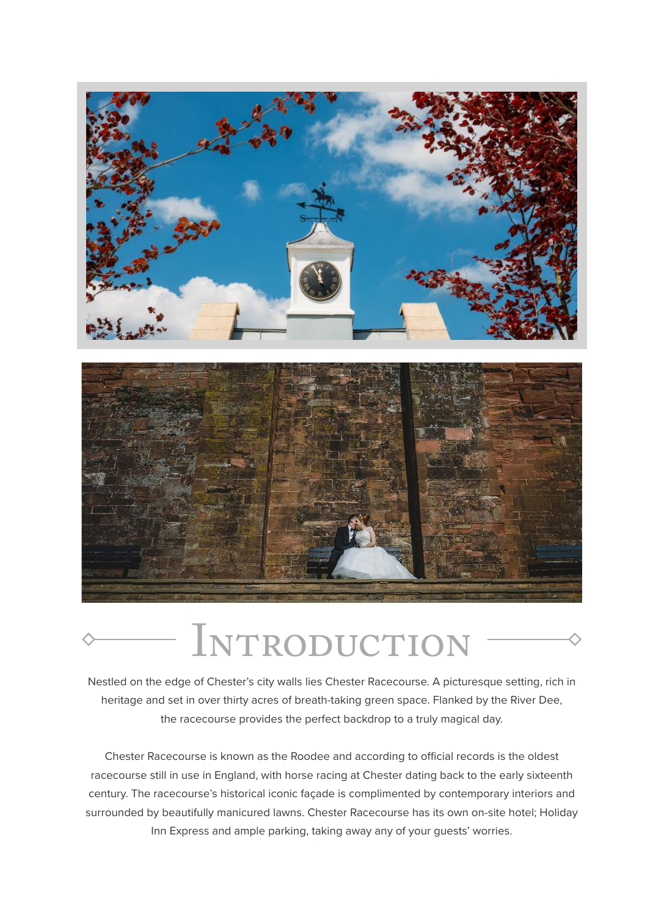# Introduction

Nestled on the edge of Chester's city walls lies Chester Racecourse. A picturesque setting, rich in heritage and set in over thirty acres of breath-taking green space. Flanked by the River Dee, the racecourse provides the perfect backdrop to a truly magical day.

Chester Racecourse is known as the Roodee and according to official records is the oldest racecourse still in use in England, with horse racing at Chester dating back to the early sixteenth century. The racecourse's historical iconic façade is complimented by contemporary interiors and surrounded by beautifully manicured lawns. Chester Racecourse has its own on-site hotel; Holiday Inn Express and ample parking, taking away any of your guests' worries.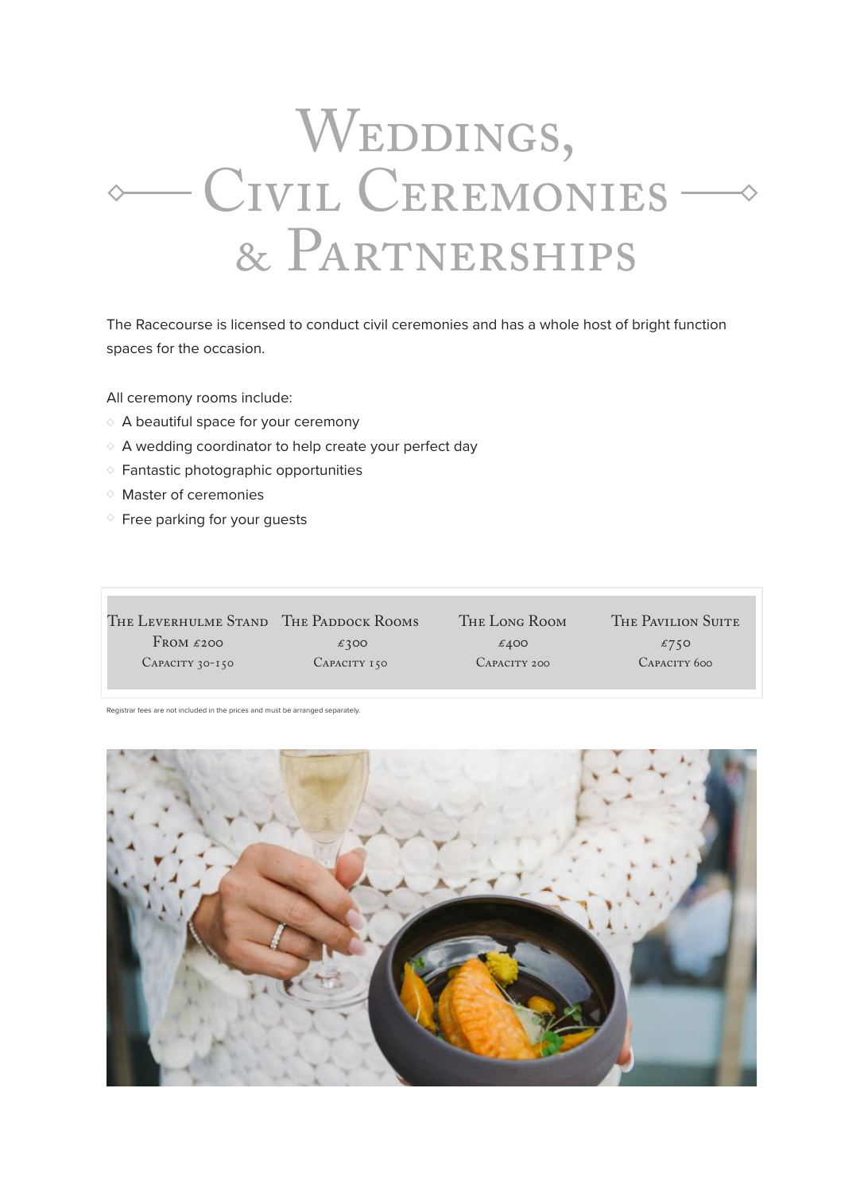# Weddings, Civil Ceremonies & Partnerships

The Racecourse is licensed to conduct civil ceremonies and has a whole host of bright function spaces for the occasion.

All ceremony rooms include:

- A beautiful space for your ceremony
- A wedding coordinator to help create your perfect day
- Fantastic photographic opportunities
- Master of ceremonies
- Free parking for your guests

| The Leverhulme Stand | The Paddock Rooms | The Long Room | The Pavilion Suite |
|---|---|---|---|
| From £200 | £300 | £400 | £750 |
| Capacity 30-150 | Capacity 150 | Capacity 200 | Capacity 600 |

Registrar fees are not included in the prices and must be arranged separately.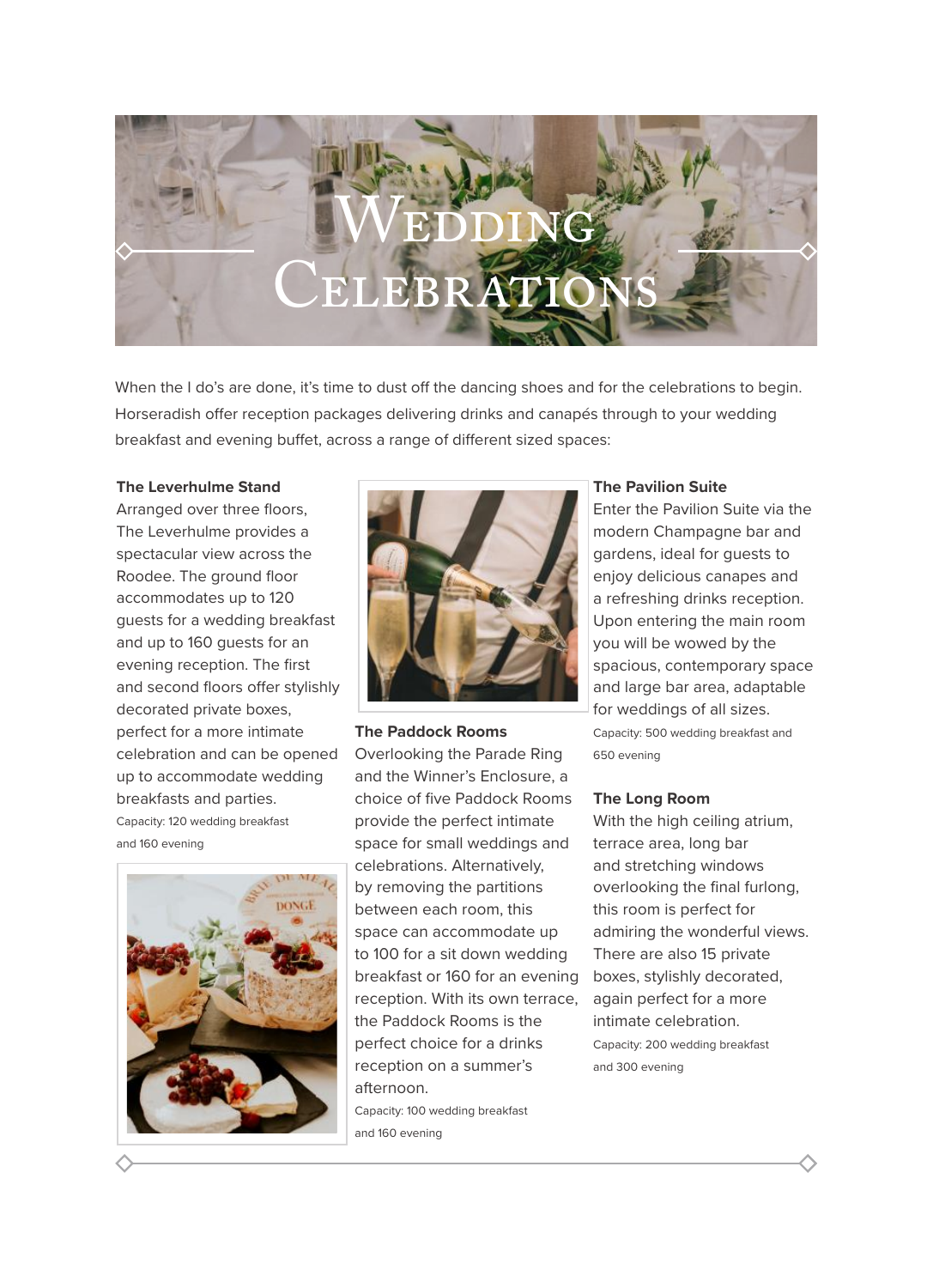# Wedding Celebrations

When the I do's are done, it's time to dust off the dancing shoes and for the celebrations to begin. Horseradish offer reception packages delivering drinks and canapés through to your wedding breakfast and evening buffet, across a range of different sized spaces:

**The Leverhulme Stand**

Arranged over three floors, The Leverhulme provides a spectacular view across the Roodee. The ground floor accommodates up to 120 guests for a wedding breakfast and up to 160 guests for an evening reception. The first and second floors offer stylishly decorated private boxes, perfect for a more intimate celebration and can be opened up to accommodate wedding breakfasts and parties.

Capacity: 120 wedding breakfast and 160 evening

**The Paddock Rooms**

Overlooking the Parade Ring and the Winner's Enclosure, a choice of five Paddock Rooms provide the perfect intimate space for small weddings and celebrations. Alternatively, by removing the partitions between each room, this space can accommodate up to 100 for a sit down wedding breakfast or 160 for an evening reception. With its own terrace, the Paddock Rooms is the perfect choice for a drinks reception on a summer's afternoon.

Capacity: 100 wedding breakfast and 160 evening

**The Pavilion Suite**

Enter the Pavilion Suite via the modern Champagne bar and gardens, ideal for guests to enjoy delicious canapes and a refreshing drinks reception. Upon entering the main room you will be wowed by the spacious, contemporary space and large bar area, adaptable for weddings of all sizes.

Capacity: 500 wedding breakfast and 650 evening

**The Long Room**

With the high ceiling atrium, terrace area, long bar and stretching windows overlooking the final furlong, this room is perfect for admiring the wonderful views. There are also 15 private boxes, stylishly decorated, again perfect for a more intimate celebration.

Capacity: 200 wedding breakfast and 300 evening